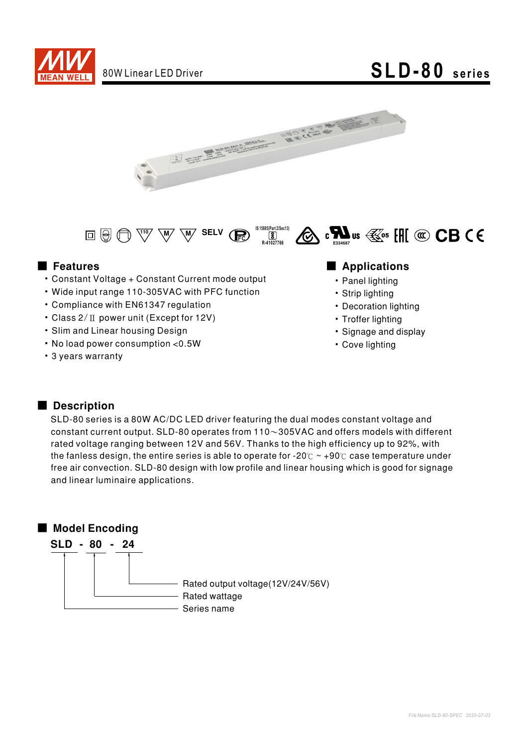MEAN WELL

80W Linear LED Driver

# SLD-80 series

SELV

IS 15885(Part 2/Sec13) R-41027766

E334687

## Features

- Constant Voltage + Constant Current mode output
- Wide input range 110-305VAC with PFC function
- Compliance with EN61347 regulation
- Class 2/ Ⅱ power unit (Except for 12V)
- Slim and Linear housing Design
- No load power consumption <0.5W
- 3 years warranty

## Applications

- Panel lighting
- Strip lighting
- Decoration lighting
- Troffer lighting
- Signage and display
- Cove lighting

## Description

SLD-80 series is a 80W AC/DC LED driver featuring the dual modes constant voltage and constant current output. SLD-80 operates from 110～305VAC and offers models with different rated voltage ranging between 12V and 56V. Thanks to the high efficiency up to 92%, with the fanless design, the entire series is able to operate for -20℃ ~ +90℃ case temperature under free air convection. SLD-80 design with low profile and linear housing which is good for signage and linear luminaire applications.

## Model Encoding

**SLD - 80 - 24**

- 24: Rated output voltage(12V/24V/56V)
- 80: Rated wattage
- SLD: Series name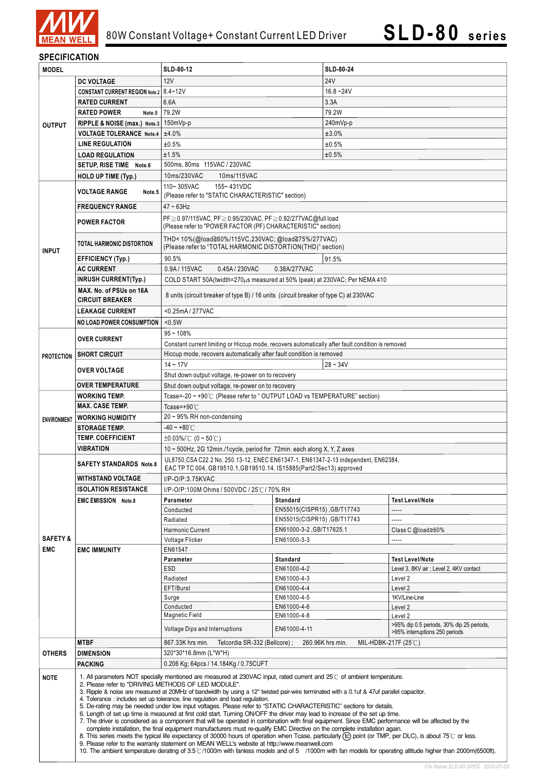80W Constant Voltage+ Constant Current LED Driver

# SLD-80 series

## SPECIFICATION

| MODEL | | SLD-80-12 | SLD-80-24 | |
|---|---|---|---|---|
| OUTPUT | DC VOLTAGE | 12V | 24V | |
| | CONSTANT CURRENT REGION Note.2 | 8.4~12V | 16.8 ~24V | |
| | RATED CURRENT | 6.6A | 3.3A | |
| | RATED POWER Note.5 | 79.2W | 79.2W | |
| | RIPPLE & NOISE (max.) Note.3 | 150mVp-p | 240mVp-p | |
| | VOLTAGE TOLERANCE Note.4 | ±4.0% | ±3.0% | |
| | LINE REGULATION | ±0.5% | ±0.5% | |
| | LOAD REGULATION | ±1.5% | ±0.5% | |
| | SETUP, RISE TIME Note.6 | 500ms, 80ms 115VAC / 230VAC | | |
| | HOLD UP TIME (Typ.) | 10ms/230VAC 10ms/115VAC | | |
| INPUT | VOLTAGE RANGE Note.5 | 110~ 305VAC 155~ 431VDC (Please refer to "STATIC CHARACTERISTIC" section) | | |
| | FREQUENCY RANGE | 47 ~ 63Hz | | |
| | POWER FACTOR | PF≧0.97/115VAC, PF≧0.95/230VAC, PF≧0.92/277VAC@full load (Please refer to "POWER FACTOR (PF) CHARACTERISTIC" section) | | |
| | TOTAL HARMONIC DISTORTION | THD< 10%(@load≧60%/115VC,230VAC; @load≧75%/277VAC) (Please refer to "TOTAL HARMONIC DISTORTION(THD)" section) | | |
| | EFFICIENCY (Typ.) | 90.5% | 91.5% | |
| | AC CURRENT | 0.9A / 115VAC 0.45A / 230VAC 0.38A/277VAC | | |
| | INRUSH CURRENT(Typ.) | COLD START 50A(twidth=270μs measured at 50% Ipeak) at 230VAC; Per NEMA 410 | | |
| | MAX. No. of PSUs on 16A CIRCUIT BREAKER | 8 units (circuit breaker of type B) / 16 units (circuit breaker of type C) at 230VAC | | |
| | LEAKAGE CURRENT | <0.25mA / 277VAC | | |
| | NO LOAD POWER CONSUMPTION | <0.5W | | |
| PROTECTION | OVER CURRENT | 95 ~ 108% | | |
| | | Constant current limiting or Hiccup mode, recovers automatically after fault condition is removed | | |
| | SHORT CIRCUIT | Hiccup mode, recovers automatically after fault condition is removed | | |
| | OVER VOLTAGE | 14 ~ 17V | 28 ~ 34V | |
| | | Shut down output voltage, re-power on to recovery | | |
| | OVER TEMPERATURE | Shut down output voltage, re-power on to recovery | | |
| ENVIRONMENT | WORKING TEMP. | Tcase=-20 ~ +90℃ (Please refer to " OUTPUT LOAD vs TEMPERATURE" section) | | |
| | MAX. CASE TEMP. | Tcase=+90℃ | | |
| | WORKING HUMIDITY | 20 ~ 95% RH non-condensing | | |
| | STORAGE TEMP. | -40 ~ +80℃ | | |
| | TEMP. COEFFICIENT | ±0.03%/℃ (0 ~ 50℃) | | |
| | VIBRATION | 10 ~ 500Hz, 2G 12min./1cycle, period for 72min. each along X, Y, Z axes | | |
| SAFETY & EMC | SAFETY STANDARDS Note.8 | UL8750,CSA C22.2 No. 250.13-12, ENEC EN61347-1, EN61347-2-13 independent, EN62384, EAC TP TC 004, GB19510.1,GB19510.14, IS15885(Part2/Sec13) approved | | |
| | WITHSTAND VOLTAGE | I/P-O/P:3.75KVAC | | |
| | ISOLATION RESISTANCE | I/P-O/P:100M Ohms / 500VDC / 25℃/ 70% RH | | |
| | EMC EMISSION Note.8 | Parameter | Standard | Test Level/Note |
| | | Conducted | EN55015(CISPR15) ,GB/T17743 | ----- |
| | | Radiated | EN55015(CISPR15) ,GB/T17743 | ----- |
| | | Harmonic Current | EN61000-3-2 ,GB/T17625.1 | Class C @load≧60% |
| | | Voltage Flicker | EN61000-3-3 | ----- |
| | EMC IMMUNITY | EN61547 | | |
| | | Parameter | Standard | Test Level/Note |
| | | ESD | EN61000-4-2 | Level 3, 8KV air ; Level 2, 4KV contact |
| | | Radiated | EN61000-4-3 | Level 2 |
| | | EFT/Burst | EN61000-4-4 | Level 2 |
| | | Surge | EN61000-4-5 | 1KV/Line-Line |
| | | Conducted | EN61000-4-6 | Level 2 |
| | | Magnetic Field | EN61000-4-8 | Level 2 |
| | | Voltage Dips and Interruptions | EN61000-4-11 | >95% dip 0.5 periods, 30% dip 25 periods, >95% interruptions 250 periods |
| OTHERS | MTBF | 867.33K hrs min. Telcordia SR-332 (Bellcore) ; 260.96K hrs min. MIL-HDBK-217F (25℃) | | |
| | DIMENSION | 320*30*16.8mm (L*W*H) | | |
| | PACKING | 0.206 Kg; 64pcs / 14.184Kg / 0.75CUFT | | |

**NOTE**

1. All parameters NOT specially mentioned are measured at 230VAC input, rated current and 25℃ of ambient temperature.
2. Please refer to "DRIVING METHODS OF LED MODULE".
3. Ripple & noise are measured at 20MHz of bandwidth by using a 12" twisted pair-wire terminated with a 0.1uf & 47uf parallel capacitor.
4. Tolerance : includes set up tolerance, line regulation and load regulation.
5. De-rating may be needed under low input voltages. Please refer to "STATIC CHARACTERISTIC" sections for details.
6. Length of set up time is measured at first cold start. Turning ON/OFF the driver may lead to increase of the set up time.
7. The driver is considered as a component that will be operated in combination with final equipment. Since EMC performance will be affected by the complete installation, the final equipment manufacturers must re-qualify EMC Directive on the complete installation again.
8. This series meets the typical life expectancy of 30000 hours of operation when Tcase, particularly (tc) point (or TMP, per DLC), is about 75℃ or less.
9. Please refer to the warranty statement on MEAN WELL's website at http://www.meanwell.com
10. The ambient temperature derating of 3.5℃/1000m with fanless models and of 5 /1000m with fan models for operating altitude higher than 2000m(6500ft).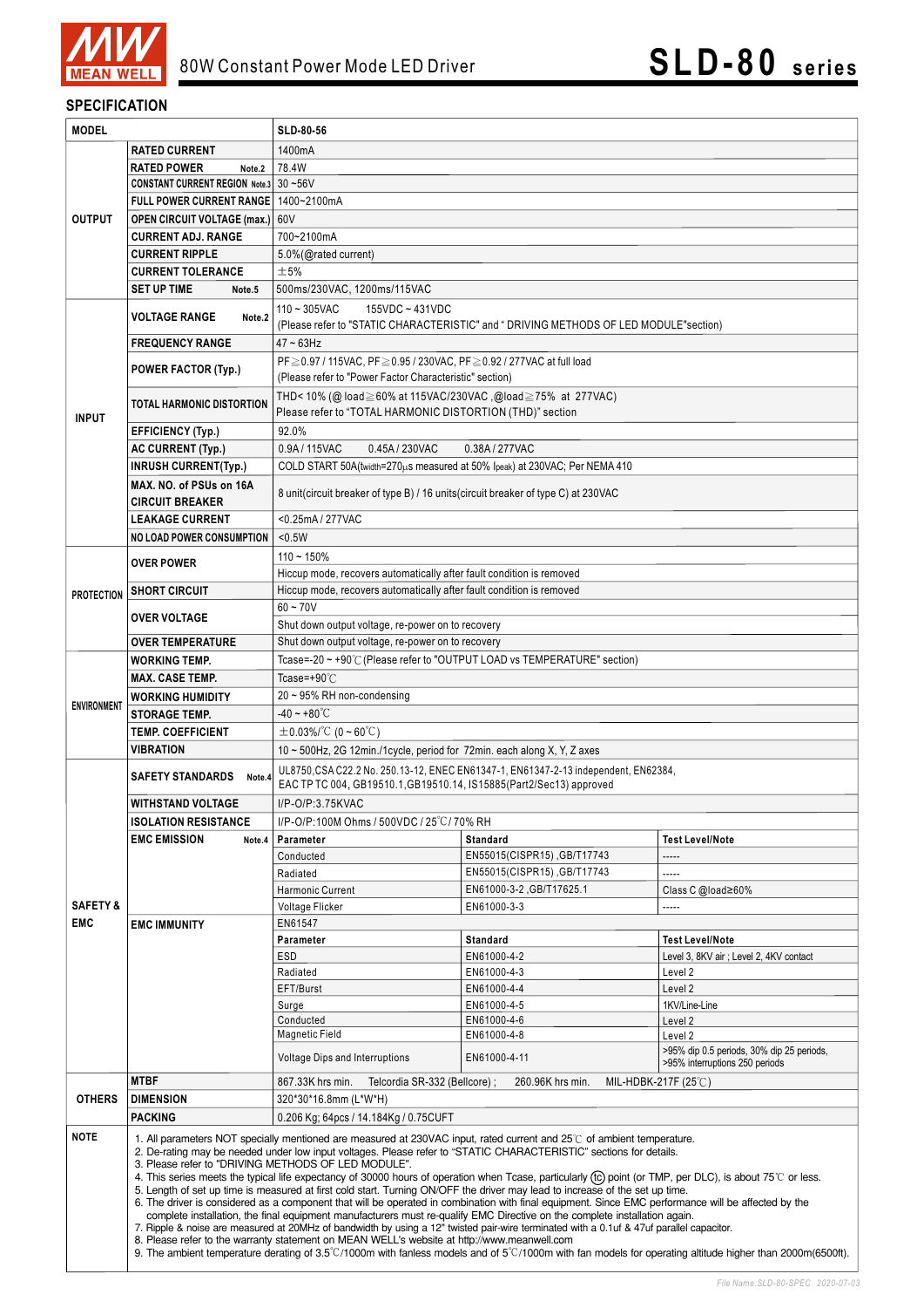# 80W Constant Power Mode LED Driver

# SLD-80 series

## SPECIFICATION

| MODEL | | SLD-80-56 | | |
|---|---|---|---|---|
| OUTPUT | RATED CURRENT | 1400mA | | |
| | RATED POWER Note.2 | 78.4W | | |
| | CONSTANT CURRENT REGION Note.3 | 30 ~56V | | |
| | FULL POWER CURRENT RANGE | 1400~2100mA | | |
| | OPEN CIRCUIT VOLTAGE (max.) | 60V | | |
| | CURRENT ADJ. RANGE | 700~2100mA | | |
| | CURRENT RIPPLE | 5.0%(@rated current) | | |
| | CURRENT TOLERANCE | ±5% | | |
| | SET UP TIME Note.5 | 500ms/230VAC, 1200ms/115VAC | | |
| INPUT | VOLTAGE RANGE Note.2 | 110 ~ 305VAC 155VDC ~ 431VDC<br>(Please refer to "STATIC CHARACTERISTIC" and " DRIVING METHODS OF LED MODULE"section) | | |
| | FREQUENCY RANGE | 47 ~ 63Hz | | |
| | POWER FACTOR (Typ.) | PF≧0.97 / 115VAC, PF≧0.95 / 230VAC, PF≧0.92 / 277VAC at full load<br>(Please refer to "Power Factor Characteristic" section) | | |
| | TOTAL HARMONIC DISTORTION | THD< 10% (@ load≧60% at 115VAC/230VAC ,@load≧75% at 277VAC)<br>Please refer to "TOTAL HARMONIC DISTORTION (THD)" section | | |
| | EFFICIENCY (Typ.) | 92.0% | | |
| | AC CURRENT (Typ.) | 0.9A / 115VAC 0.45A / 230VAC 0.38A / 277VAC | | |
| | INRUSH CURRENT(Typ.) | COLD START 50A(twidth=270μs measured at 50% Ipeak) at 230VAC; Per NEMA 410 | | |
| | MAX. NO. of PSUs on 16A CIRCUIT BREAKER | 8 unit(circuit breaker of type B) / 16 units(circuit breaker of type C) at 230VAC | | |
| | LEAKAGE CURRENT | <0.25mA / 277VAC | | |
| | NO LOAD POWER CONSUMPTION | <0.5W | | |
| PROTECTION | OVER POWER | 110 ~ 150%<br>Hiccup mode, recovers automatically after fault condition is removed | | |
| | SHORT CIRCUIT | Hiccup mode, recovers automatically after fault condition is removed | | |
| | OVER VOLTAGE | 60 ~ 70V<br>Shut down output voltage, re-power on to recovery | | |
| | OVER TEMPERATURE | Shut down output voltage, re-power on to recovery | | |
| ENVIRONMENT | WORKING TEMP. | Tcase=-20 ~ +90℃ (Please refer to "OUTPUT LOAD vs TEMPERATURE" section) | | |
| | MAX. CASE TEMP. | Tcase=+90℃ | | |
| | WORKING HUMIDITY | 20 ~ 95% RH non-condensing | | |
| | STORAGE TEMP. | -40 ~ +80℃ | | |
| | TEMP. COEFFICIENT | ±0.03%/℃ (0 ~ 60℃) | | |
| | VIBRATION | 10 ~ 500Hz, 2G 12min./1cycle, period for 72min. each along X, Y, Z axes | | |
| SAFETY & EMC | SAFETY STANDARDS Note.4 | UL8750,CSA C22.2 No. 250.13-12, ENEC EN61347-1, EN61347-2-13 independent, EN62384,<br>EAC TP TC 004, GB19510.1,GB19510.14, IS15885(Part2/Sec13) approved | | |
| | WITHSTAND VOLTAGE | I/P-O/P:3.75KVAC | | |
| | ISOLATION RESISTANCE | I/P-O/P:100M Ohms / 500VDC / 25℃/ 70% RH | | |
| | EMC EMISSION Note.4 | **Parameter** | **Standard** | **Test Level/Note** |
| | | Conducted | EN55015(CISPR15) ,GB/T17743 | ----- |
| | | Radiated | EN55015(CISPR15) ,GB/T17743 | ----- |
| | | Harmonic Current | EN61000-3-2 ,GB/T17625.1 | Class C @load≥60% |
| | | Voltage Flicker | EN61000-3-3 | ----- |
| | EMC IMMUNITY | EN61547 | | |
| | | **Parameter** | **Standard** | **Test Level/Note** |
| | | ESD | EN61000-4-2 | Level 3, 8KV air ; Level 2, 4KV contact |
| | | Radiated | EN61000-4-3 | Level 2 |
| | | EFT/Burst | EN61000-4-4 | Level 2 |
| | | Surge | EN61000-4-5 | 1KV/Line-Line |
| | | Conducted | EN61000-4-6 | Level 2 |
| | | Magnetic Field | EN61000-4-8 | Level 2 |
| | | Voltage Dips and Interruptions | EN61000-4-11 | >95% dip 0.5 periods, 30% dip 25 periods,<br>>95% interruptions 250 periods |
| OTHERS | MTBF | 867.33K hrs min. Telcordia SR-332 (Bellcore) ; 260.96K hrs min. MIL-HDBK-217F (25℃) | | |
| | DIMENSION | 320*30*16.8mm (L*W*H) | | |
| | PACKING | 0.206 Kg; 64pcs / 14.184Kg / 0.75CUFT | | |

**NOTE**

1. All parameters NOT specially mentioned are measured at 230VAC input, rated current and 25℃ of ambient temperature.
2. De-rating may be needed under low input voltages. Please refer to "STATIC CHARACTERISTIC" sections for details.
3. Please refer to "DRIVING METHODS OF LED MODULE".
4. This series meets the typical life expectancy of 30000 hours of operation when Tcase, particularly (tc) point (or TMP, per DLC), is about 75℃ or less.
5. Length of set up time is measured at first cold start. Turning ON/OFF the driver may lead to increase of the set up time.
6. The driver is considered as a component that will be operated in combination with final equipment. Since EMC performance will be affected by the complete installation, the final equipment manufacturers must re-qualify EMC Directive on the complete installation again.
7. Ripple & noise are measured at 20MHz of bandwidth by using a 12" twisted pair-wire terminated with a 0.1uf & 47uf parallel capacitor.
8. Please refer to the warranty statement on MEAN WELL's website at http://www.meanwell.com
9. The ambient temperature derating of 3.5℃/1000m with fanless models and of 5℃/1000m with fan models for operating altitude higher than 2000m(6500ft).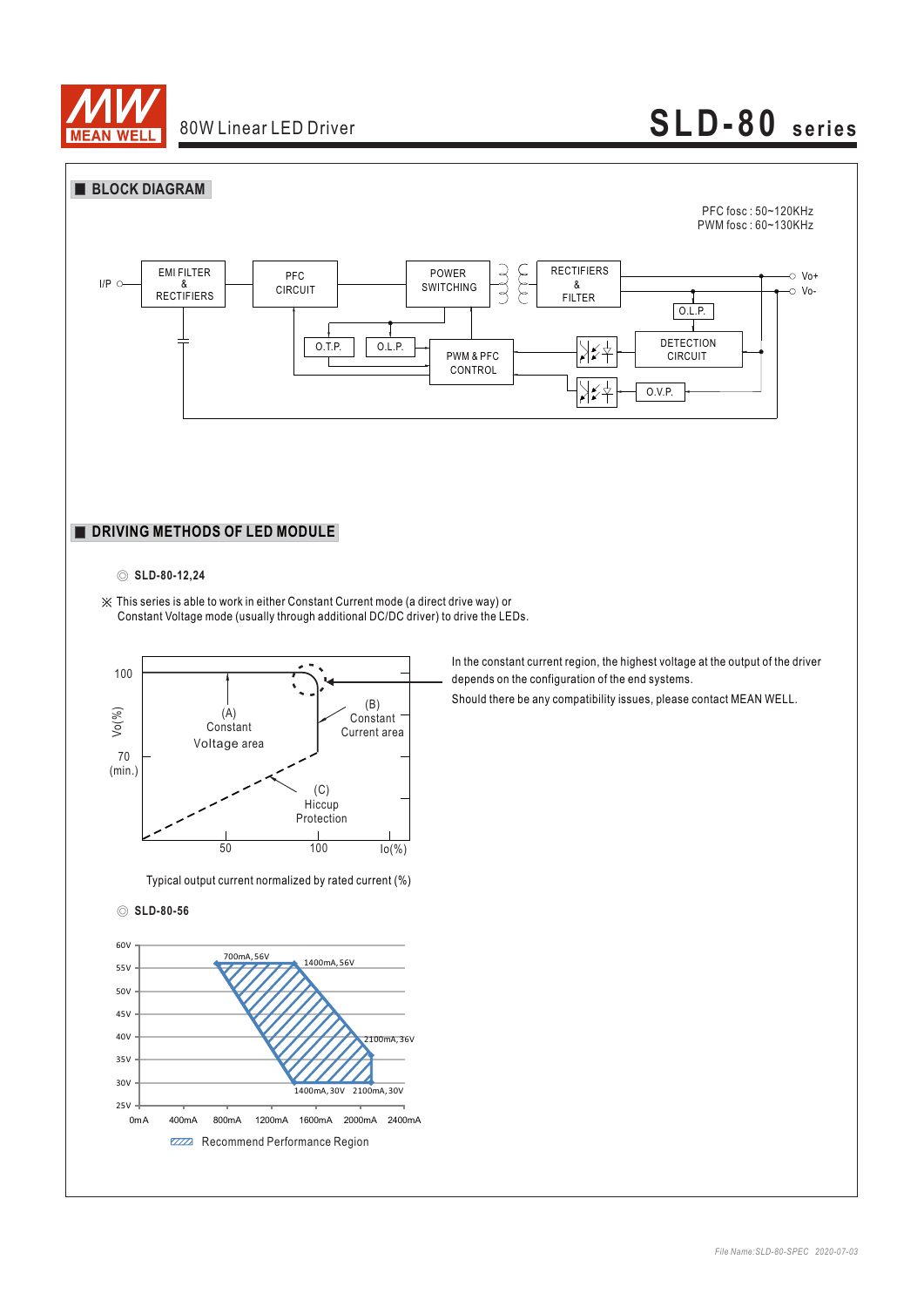## BLOCK DIAGRAM

PFC fosc : 50~120KHz
PWM fosc : 60~130KHz

I/P — EMI FILTER & RECTIFIERS — PFC CIRCUIT — POWER SWITCHING — RECTIFIERS & FILTER — Vo+ / Vo-

O.T.P. — O.L.P. — PWM & PFC CONTROL — DETECTION CIRCUIT — O.L.P. — O.V.P.

## DRIVING METHODS OF LED MODULE

◎ **SLD-80-12,24**

※ This series is able to work in either Constant Current mode (a direct drive way) or Constant Voltage mode (usually through additional DC/DC driver) to drive the LEDs.

Vo(%): 100, 70 (min.)

(A) Constant Voltage area

(B) Constant Current area

(C) Hiccup Protection

Io(%): 50, 100

Typical output current normalized by rated current (%)

In the constant current region, the highest voltage at the output of the driver depends on the configuration of the end systems.

Should there be any compatibility issues, please contact MEAN WELL.

◎ **SLD-80-56**

700mA, 56V; 1400mA, 56V; 2100mA, 36V; 1400mA, 30V; 2100mA, 30V

Voltage axis: 25V, 30V, 35V, 40V, 45V, 50V, 55V, 60V

Current axis: 0mA, 400mA, 800mA, 1200mA, 1600mA, 2000mA, 2400mA

Recommend Performance Region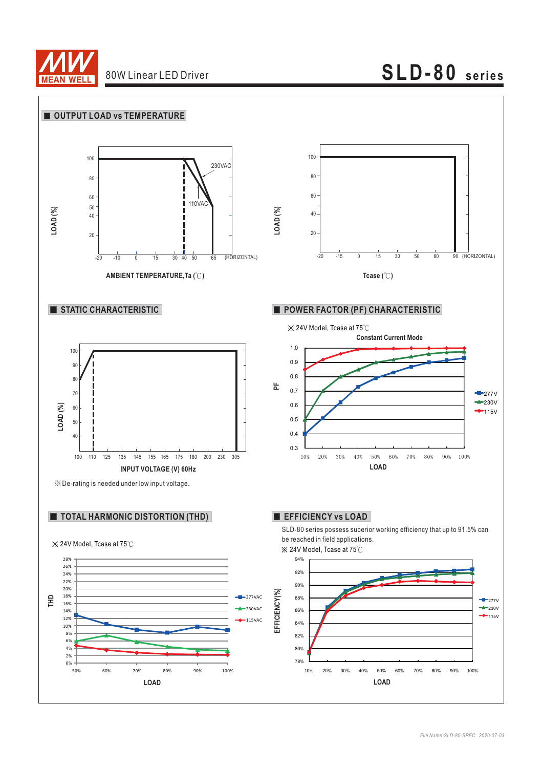## OUTPUT LOAD vs TEMPERATURE

LOAD (%)

100, 80, 60, 50, 40, 20

230VAC

110VAC

-20 -10 0 15 30 40 50 65 (HORIZONTAL)

AMBIENT TEMPERATURE,Ta (℃)

LOAD (%)

100, 80, 60, 40, 20

-20 -15 0 15 30 50 60 90 (HORIZONTAL)

Tcase (℃)

## STATIC CHARACTERISTIC

LOAD (%)

100, 90, 80, 70, 60, 50, 40

100 110 125 135 145 155 165 175 180 200 230 305

INPUT VOLTAGE (V) 60Hz

※De-rating is needed under low input voltage.

## POWER FACTOR (PF) CHARACTERISTIC

※ 24V Model, Tcase at 75℃

Constant Current Mode

PF

1.0, 0.9, 0.8, 0.7, 0.6, 0.5, 0.4, 0.3

10% 20% 30% 40% 50% 60% 70% 80% 90% 100%

LOAD

277V
230V
115V

## TOTAL HARMONIC DISTORTION (THD)

※ 24V Model, Tcase at 75℃

THD

28%, 26%, 24%, 22%, 20%, 18%, 16%, 14%, 12%, 10%, 8%, 6%, 4%, 2%, 0%

50% 60% 70% 80% 90% 100%

LOAD

277VAC
230VAC
115VAC

## EFFICIENCY vs LOAD

SLD-80 series possess superior working efficiency that up to 91.5% can be reached in field applications.

※ 24V Model, Tcase at 75℃

EFFICIENCY(%)

94%, 92%, 90%, 88%, 86%, 84%, 82%, 80%, 78%

10% 20% 30% 40% 50% 60% 70% 80% 90% 100%

LOAD

277V
230V
115V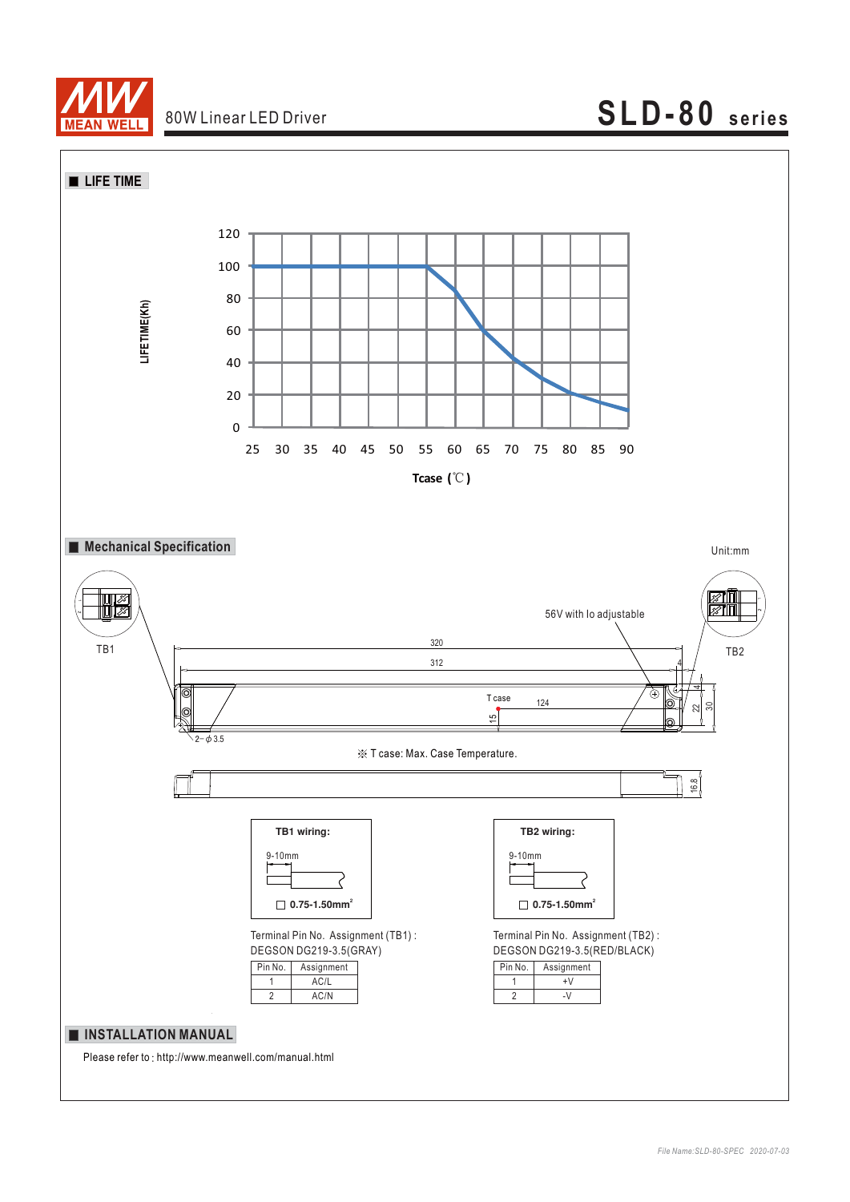## LIFE TIME

LIFETIME(Kh)

120
100
80
60
40
20
0

25 30 35 40 45 50 55 60 65 70 75 80 85 90

Tcase (℃)

## Mechanical Specification

Unit:mm

TB1

TB2

56V with Io adjustable

320

312

4

T case

124

15

4

22

30

2-ϕ3.5

※ T case: Max. Case Temperature.

16.8

**TB1 wiring:**

9-10mm

☐ 0.75-1.50mm²

**TB2 wiring:**

9-10mm

☐ 0.75-1.50mm²

Terminal Pin No. Assignment (TB1) :
DEGSON DG219-3.5(GRAY)

| Pin No. | Assignment |
|---|---|
| 1 | AC/L |
| 2 | AC/N |

Terminal Pin No. Assignment (TB2) :
DEGSON DG219-3.5(RED/BLACK)

| Pin No. | Assignment |
|---|---|
| 1 | +V |
| 2 | -V |

## INSTALLATION MANUAL

Please refer to : http://www.meanwell.com/manual.html